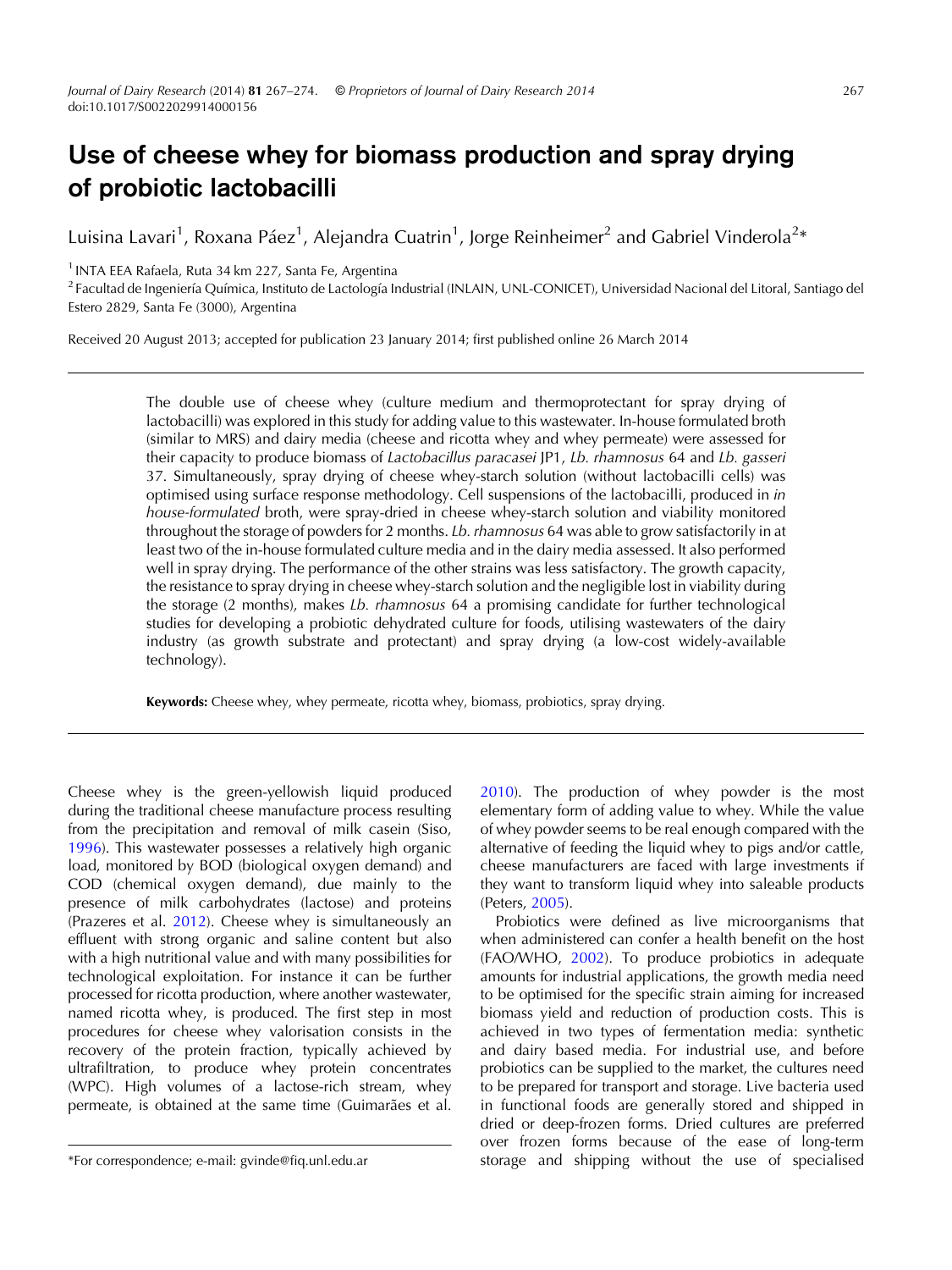# Use of cheese whey for biomass production and spray drying of probiotic lactobacilli

Luisina Lavari[1], Roxana Páez[1], Alejandra Cuatrin[1], Jorge Reinheimer[2] and Gabriel Vinderola[2]*

[1] INTA EEA Rafaela, Ruta 34 km 227, Santa Fe, Argentina

[2] Facultad de Ingeniería Química, Instituto de Lactología Industrial (INLAIN, UNL-CONICET), Universidad Nacional del Litoral, Santiago del Estero 2829, Santa Fe (3000), Argentina

Received 20 August 2013; accepted for publication 23 January 2014; first published online 26 March 2014

The double use of cheese whey (culture medium and thermoprotectant for spray drying of lactobacilli) was explored in this study for adding value to this wastewater. In-house formulated broth (similar to MRS) and dairy media (cheese and ricotta whey and whey permeate) were assessed for their capacity to produce biomass of *Lactobacillus paracasei* JP1, *Lb. rhamnosus* 64 and *Lb. gasseri* 37. Simultaneously, spray drying of cheese whey-starch solution (without lactobacilli cells) was optimised using surface response methodology. Cell suspensions of the lactobacilli, produced in *in house-formulated* broth, were spray-dried in cheese whey-starch solution and viability monitored throughout the storage of powders for 2 months. *Lb. rhamnosus* 64 was able to grow satisfactorily in at least two of the in-house formulated culture media and in the dairy media assessed. It also performed well in spray drying. The performance of the other strains was less satisfactory. The growth capacity, the resistance to spray drying in cheese whey-starch solution and the negligible lost in viability during the storage (2 months), makes *Lb. rhamnosus* 64 a promising candidate for further technological studies for developing a probiotic dehydrated culture for foods, utilising wastewaters of the dairy industry (as growth substrate and protectant) and spray drying (a low-cost widely-available technology).

**Keywords:** Cheese whey, whey permeate, ricotta whey, biomass, probiotics, spray drying.

Cheese whey is the green-yellowish liquid produced during the traditional cheese manufacture process resulting from the precipitation and removal of milk casein (Siso, 1996). This wastewater possesses a relatively high organic load, monitored by BOD (biological oxygen demand) and COD (chemical oxygen demand), due mainly to the presence of milk carbohydrates (lactose) and proteins (Prazeres et al. 2012). Cheese whey is simultaneously an effluent with strong organic and saline content but also with a high nutritional value and with many possibilities for technological exploitation. For instance it can be further processed for ricotta production, where another wastewater, named ricotta whey, is produced. The first step in most procedures for cheese whey valorisation consists in the recovery of the protein fraction, typically achieved by ultrafiltration, to produce whey protein concentrates (WPC). High volumes of a lactose-rich stream, whey permeate, is obtained at the same time (Guimarães et al. 2010). The production of whey powder is the most elementary form of adding value to whey. While the value of whey powder seems to be real enough compared with the alternative of feeding the liquid whey to pigs and/or cattle, cheese manufacturers are faced with large investments if they want to transform liquid whey into saleable products (Peters, 2005).

Probiotics were defined as live microorganisms that when administered can confer a health benefit on the host (FAO/WHO, 2002). To produce probiotics in adequate amounts for industrial applications, the growth media need to be optimised for the specific strain aiming for increased biomass yield and reduction of production costs. This is achieved in two types of fermentation media: synthetic and dairy based media. For industrial use, and before probiotics can be supplied to the market, the cultures need to be prepared for transport and storage. Live bacteria used in functional foods are generally stored and shipped in dried or deep-frozen forms. Dried cultures are preferred over frozen forms because of the ease of long-term storage and shipping without the use of specialised

*For correspondence; e-mail: gvinde@fiq.unl.edu.ar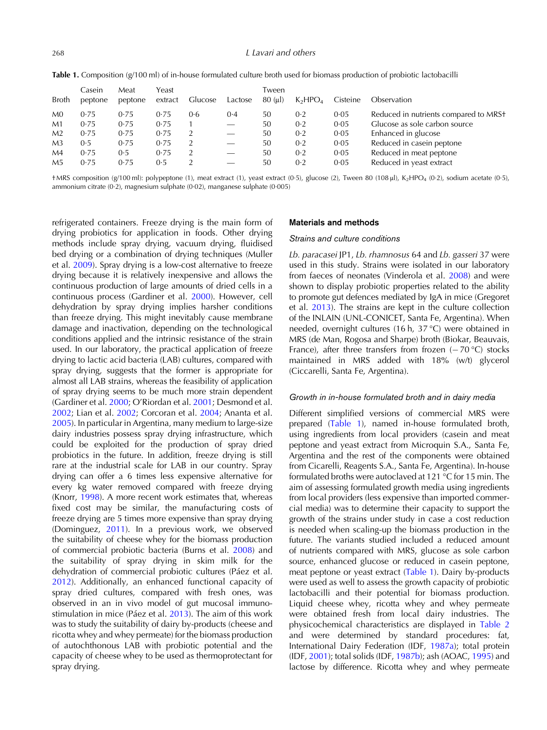**Table 1.** Composition (g/100 ml) of in-house formulated culture broth used for biomass production of probiotic lactobacilli

| Broth | Casein peptone | Meat peptone | Yeast extract | Glucose | Lactose | Tween 80 (µl) | $K_2HPO_4$ | Cisteine | Observation |
|---|---|---|---|---|---|---|---|---|---|
| M0 | 0·75 | 0·75 | 0·75 | 0·6 | 0·4 | 50 | 0·2 | 0·05 | Reduced in nutrients compared to MRS† |
| M1 | 0·75 | 0·75 | 0·75 | 1 | — | 50 | 0·2 | 0·05 | Glucose as sole carbon source |
| M2 | 0·75 | 0·75 | 0·75 | 2 | — | 50 | 0·2 | 0·05 | Enhanced in glucose |
| M3 | 0·5 | 0·75 | 0·75 | 2 | — | 50 | 0·2 | 0·05 | Reduced in casein peptone |
| M4 | 0·75 | 0·5 | 0·75 | 2 | — | 50 | 0·2 | 0·05 | Reduced in meat peptone |
| M5 | 0·75 | 0·75 | 0·5 | 2 | — | 50 | 0·2 | 0·05 | Reduced in yeast extract |

†MRS composition (g/100 ml): polypeptone (1), meat extract (1), yeast extract (0·5), glucose (2), Tween 80 (108 µl), $K_2HPO_4$ (0·2), sodium acetate (0·5), ammonium citrate (0·2), magnesium sulphate (0·02), manganese sulphate (0·005)

refrigerated containers. Freeze drying is the main form of drying probiotics for application in foods. Other drying methods include spray drying, vacuum drying, fluidised bed drying or a combination of drying techniques (Muller et al. 2009). Spray drying is a low-cost alternative to freeze drying because it is relatively inexpensive and allows the continuous production of large amounts of dried cells in a continuous process (Gardiner et al. 2000). However, cell dehydration by spray drying implies harsher conditions than freeze drying. This might inevitably cause membrane damage and inactivation, depending on the technological conditions applied and the intrinsic resistance of the strain used. In our laboratory, the practical application of freeze drying to lactic acid bacteria (LAB) cultures, compared with spray drying, suggests that the former is appropriate for almost all LAB strains, whereas the feasibility of application of spray drying seems to be much more strain dependent (Gardiner et al. 2000; O'Riordan et al. 2001; Desmond et al. 2002; Lian et al. 2002; Corcoran et al. 2004; Ananta et al. 2005). In particular in Argentina, many medium to large-size dairy industries possess spray drying infrastructure, which could be exploited for the production of spray dried probiotics in the future. In addition, freeze drying is still rare at the industrial scale for LAB in our country. Spray drying can offer a 6 times less expensive alternative for every kg water removed compared with freeze drying (Knorr, 1998). A more recent work estimates that, whereas fixed cost may be similar, the manufacturing costs of freeze drying are 5 times more expensive than spray drying (Dominguez, 2011). In a previous work, we observed the suitability of cheese whey for the biomass production of commercial probiotic bacteria (Burns et al. 2008) and the suitability of spray drying in skim milk for the dehydration of commercial probiotic cultures (Páez et al. 2012). Additionally, an enhanced functional capacity of spray dried cultures, compared with fresh ones, was observed in an in vivo model of gut mucosal immunostimulation in mice (Páez et al. 2013). The aim of this work was to study the suitability of dairy by-products (cheese and ricotta whey and whey permeate) for the biomass production of autochthonous LAB with probiotic potential and the capacity of cheese whey to be used as thermoprotectant for spray drying.

## Materials and methods

### Strains and culture conditions

*Lb. paracasei* JP1, *Lb. rhamnosus* 64 and *Lb. gasseri* 37 were used in this study. Strains were isolated in our laboratory from faeces of neonates (Vinderola et al. 2008) and were shown to display probiotic properties related to the ability to promote gut defences mediated by IgA in mice (Gregoret et al. 2013). The strains are kept in the culture collection of the INLAIN (UNL-CONICET, Santa Fe, Argentina). When needed, overnight cultures (16 h, 37 °C) were obtained in MRS (de Man, Rogosa and Sharpe) broth (Biokar, Beauvais, France), after three transfers from frozen (−70 °C) stocks maintained in MRS added with 18% (w/t) glycerol (Ciccarelli, Santa Fe, Argentina).

### Growth in in-house formulated broth and in dairy media

Different simplified versions of commercial MRS were prepared (Table 1), named in-house formulated broth, using ingredients from local providers (casein and meat peptone and yeast extract from Microquin S.A., Santa Fe, Argentina and the rest of the components were obtained from Cicarelli, Reagents S.A., Santa Fe, Argentina). In-house formulated broths were autoclaved at 121 °C for 15 min. The aim of assessing formulated growth media using ingredients from local providers (less expensive than imported commercial media) was to determine their capacity to support the growth of the strains under study in case a cost reduction is needed when scaling-up the biomass production in the future. The variants studied included a reduced amount of nutrients compared with MRS, glucose as sole carbon source, enhanced glucose or reduced in casein peptone, meat peptone or yeast extract (Table 1). Dairy by-products were used as well to assess the growth capacity of probiotic lactobacilli and their potential for biomass production. Liquid cheese whey, ricotta whey and whey permeate were obtained fresh from local dairy industries. The physicochemical characteristics are displayed in Table 2 and were determined by standard procedures: fat, International Dairy Federation (IDF, 1987a); total protein (IDF, 2001); total solids (IDF, 1987b); ash (AOAC, 1995) and lactose by difference. Ricotta whey and whey permeate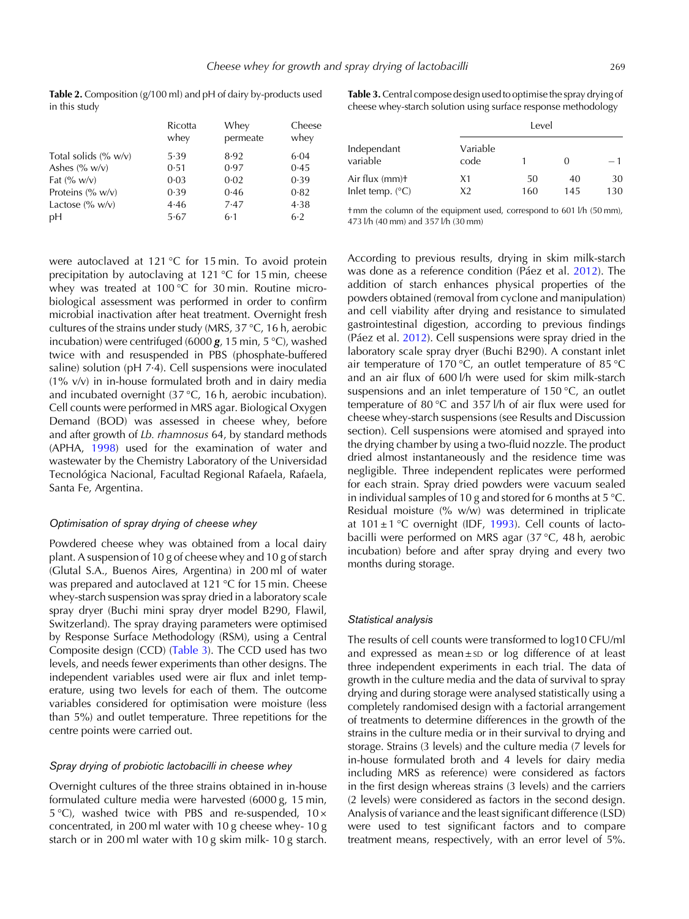**Table 2.** Composition (g/100 ml) and pH of dairy by-products used in this study

| | Ricotta whey | Whey permeate | Cheese whey |
|---|---|---|---|
| Total solids (% w/v) | 5·39 | 8·92 | 6·04 |
| Ashes (% w/v) | 0·51 | 0·97 | 0·45 |
| Fat (% w/v) | 0·03 | 0·02 | 0·39 |
| Proteins (% w/v) | 0·39 | 0·46 | 0·82 |
| Lactose (% w/v) | 4·46 | 7·47 | 4·38 |
| pH | 5·67 | 6·1 | 6·2 |

were autoclaved at 121 °C for 15 min. To avoid protein precipitation by autoclaving at 121 °C for 15 min, cheese whey was treated at 100 °C for 30 min. Routine microbiological assessment was performed in order to confirm microbial inactivation after heat treatment. Overnight fresh cultures of the strains under study (MRS, 37 °C, 16 h, aerobic incubation) were centrifuged (6000 ***g***, 15 min, 5 °C), washed twice with and resuspended in PBS (phosphate-buffered saline) solution (pH 7·4). Cell suspensions were inoculated (1% v/v) in in-house formulated broth and in dairy media and incubated overnight (37 °C, 16 h, aerobic incubation). Cell counts were performed in MRS agar. Biological Oxygen Demand (BOD) was assessed in cheese whey, before and after growth of *Lb. rhamnosus* 64, by standard methods (APHA, 1998) used for the examination of water and wastewater by the Chemistry Laboratory of the Universidad Tecnológica Nacional, Facultad Regional Rafaela, Rafaela, Santa Fe, Argentina.

### *Optimisation of spray drying of cheese whey*

Powdered cheese whey was obtained from a local dairy plant. A suspension of 10 g of cheese whey and 10 g of starch (Glutal S.A., Buenos Aires, Argentina) in 200 ml of water was prepared and autoclaved at 121 °C for 15 min. Cheese whey-starch suspension was spray dried in a laboratory scale spray dryer (Buchi mini spray dryer model B290, Flawil, Switzerland). The spray draying parameters were optimised by Response Surface Methodology (RSM), using a Central Composite design (CCD) (Table 3). The CCD used has two levels, and needs fewer experiments than other designs. The independent variables used were air flux and inlet temperature, using two levels for each of them. The outcome variables considered for optimisation were moisture (less than 5%) and outlet temperature. Three repetitions for the centre points were carried out.

### *Spray drying of probiotic lactobacilli in cheese whey*

Overnight cultures of the three strains obtained in in-house formulated culture media were harvested (6000 g, 15 min, 5 °C), washed twice with PBS and re-suspended, 10× concentrated, in 200 ml water with 10 g cheese whey- 10 g starch or in 200 ml water with 10 g skim milk- 10 g starch.

**Table 3.** Central compose design used to optimise the spray drying of cheese whey-starch solution using surface response methodology

| Independant variable | Variable code | Level 1 | Level 0 | Level −1 |
|---|---|---|---|---|
| Air flux (mm)† | X1 | 50 | 40 | 30 |
| Inlet temp. (°C) | X2 | 160 | 145 | 130 |

†mm the column of the equipment used, correspond to 601 l/h (50 mm), 473 l/h (40 mm) and 357 l/h (30 mm)

According to previous results, drying in skim milk-starch was done as a reference condition (Páez et al. 2012). The addition of starch enhances physical properties of the powders obtained (removal from cyclone and manipulation) and cell viability after drying and resistance to simulated gastrointestinal digestion, according to previous findings (Páez et al. 2012). Cell suspensions were spray dried in the laboratory scale spray dryer (Buchi B290). A constant inlet air temperature of 170 °C, an outlet temperature of 85 °C and an air flux of 600 l/h were used for skim milk-starch suspensions and an inlet temperature of 150 °C, an outlet temperature of 80 °C and 357 l/h of air flux were used for cheese whey-starch suspensions (see Results and Discussion section). Cell suspensions were atomised and sprayed into the drying chamber by using a two-fluid nozzle. The product dried almost instantaneously and the residence time was negligible. Three independent replicates were performed for each strain. Spray dried powders were vacuum sealed in individual samples of 10 g and stored for 6 months at 5 °C. Residual moisture (% w/w) was determined in triplicate at 101 ± 1 °C overnight (IDF, 1993). Cell counts of lactobacilli were performed on MRS agar (37 °C, 48 h, aerobic incubation) before and after spray drying and every two months during storage.

### *Statistical analysis*

The results of cell counts were transformed to log10 CFU/ml and expressed as mean ± SD or log difference of at least three independent experiments in each trial. The data of growth in the culture media and the data of survival to spray drying and during storage were analysed statistically using a completely randomised design with a factorial arrangement of treatments to determine differences in the growth of the strains in the culture media or in their survival to drying and storage. Strains (3 levels) and the culture media (7 levels for in-house formulated broth and 4 levels for dairy media including MRS as reference) were considered as factors in the first design whereas strains (3 levels) and the carriers (2 levels) were considered as factors in the second design. Analysis of variance and the least significant difference (LSD) were used to test significant factors and to compare treatment means, respectively, with an error level of 5%.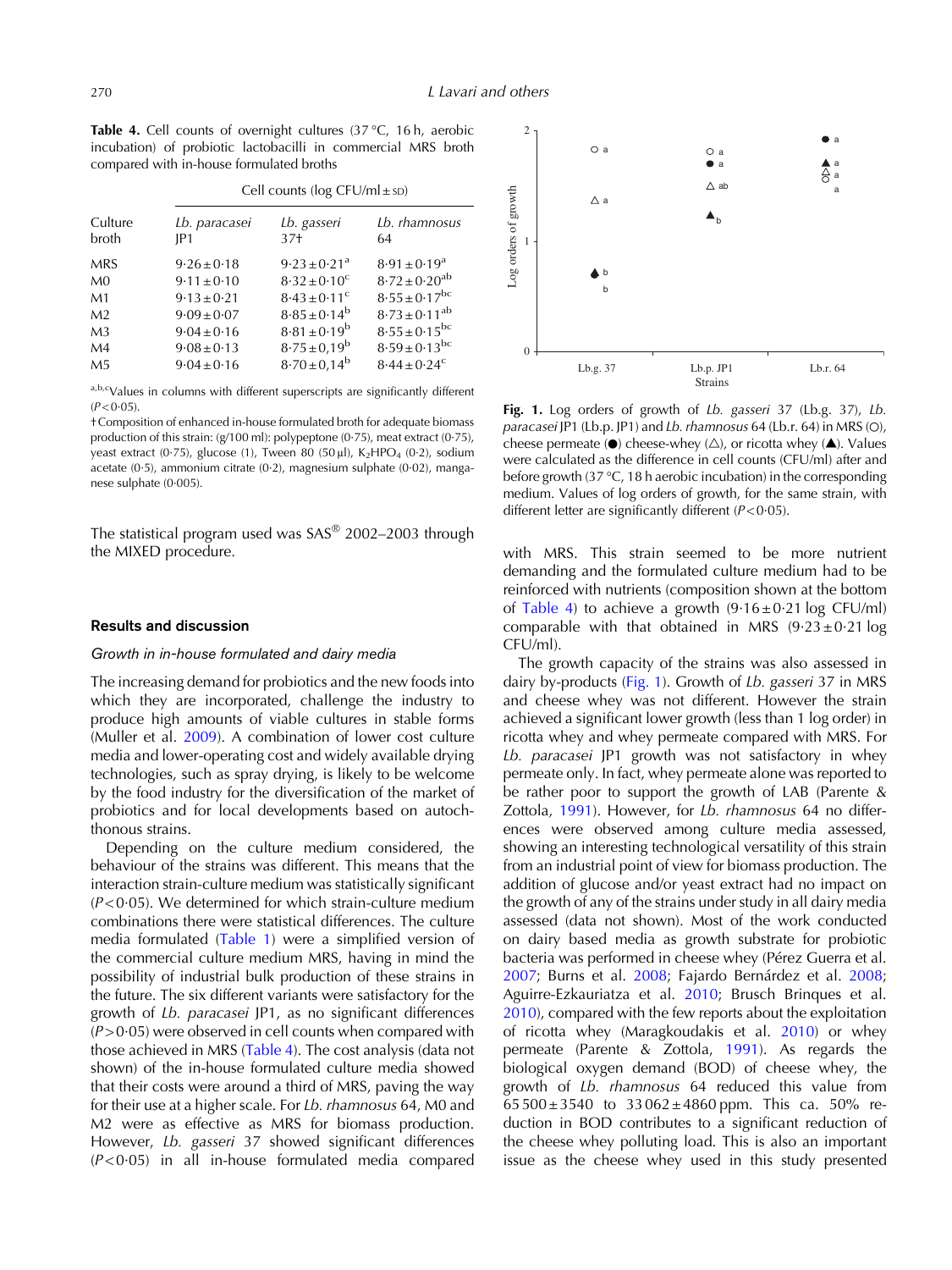**Table 4.** Cell counts of overnight cultures (37 °C, 16 h, aerobic incubation) of probiotic lactobacilli in commercial MRS broth compared with in-house formulated broths

| Culture broth | Cell counts (log CFU/ml ± SD) | | |
|---|---|---|---|
| | *Lb. paracasei* JP1 | *Lb. gasseri* 37† | *Lb. rhamnosus* 64 |
| MRS | 9·26 ± 0·18 | 9·23 ± 0·21[a] | 8·91 ± 0·19[a] |
| M0 | 9·11 ± 0·10 | 8·32 ± 0·10[c] | 8·72 ± 0·20[ab] |
| M1 | 9·13 ± 0·21 | 8·43 ± 0·11[c] | 8·55 ± 0·17[bc] |
| M2 | 9·09 ± 0·07 | 8·85 ± 0·14[b] | 8·73 ± 0·11[ab] |
| M3 | 9·04 ± 0·16 | 8·81 ± 0·19[b] | 8·55 ± 0·15[bc] |
| M4 | 9·08 ± 0·13 | 8·75 ± 0,19[b] | 8·59 ± 0·13[bc] |
| M5 | 9·04 ± 0·16 | 8·70 ± 0,14[b] | 8·44 ± 0·24[c] |

[a,b,c]Values in columns with different superscripts are significantly different ($P<0·05$).

†Composition of enhanced in-house formulated broth for adequate biomass production of this strain: (g/100 ml): polypeptone (0·75), meat extract (0·75), yeast extract (0·75), glucose (1), Tween 80 (50 µl), $K_2HPO_4$ (0·2), sodium acetate (0·5), ammonium citrate (0·2), magnesium sulphate (0·02), manganese sulphate (0·005).

The statistical program used was SAS® 2002–2003 through the MIXED procedure.

## Results and discussion

### *Growth in in-house formulated and dairy media*

The increasing demand for probiotics and the new foods into which they are incorporated, challenge the industry to produce high amounts of viable cultures in stable forms (Muller et al. 2009). A combination of lower cost culture media and lower-operating cost and widely available drying technologies, such as spray drying, is likely to be welcome by the food industry for the diversification of the market of probiotics and for local developments based on autochthonous strains.

Depending on the culture medium considered, the behaviour of the strains was different. This means that the interaction strain-culture medium was statistically significant ($P<0·05$). We determined for which strain-culture medium combinations there were statistical differences. The culture media formulated (Table 1) were a simplified version of the commercial culture medium MRS, having in mind the possibility of industrial bulk production of these strains in the future. The six different variants were satisfactory for the growth of *Lb. paracasei* JP1, as no significant differences ($P>0·05$) were observed in cell counts when compared with those achieved in MRS (Table 4). The cost analysis (data not shown) of the in-house formulated culture media showed that their costs were around a third of MRS, paving the way for their use at a higher scale. For *Lb. rhamnosus* 64, M0 and M2 were as effective as MRS for biomass production. However, *Lb. gasseri* 37 showed significant differences ($P<0·05$) in all in-house formulated media compared with MRS. This strain seemed to be more nutrient demanding and the formulated culture medium had to be reinforced with nutrients (composition shown at the bottom of Table 4) to achieve a growth (9·16 ± 0·21 log CFU/ml) comparable with that obtained in MRS (9·23 ± 0·21 log CFU/ml).

**Fig. 1.** Log orders of growth of *Lb. gasseri* 37 (Lb.g. 37), *Lb. paracasei* JP1 (Lb.p. JP1) and *Lb. rhamnosus* 64 (Lb.r. 64) in MRS (○), cheese permeate (●) cheese-whey (△), or ricotta whey (▲). Values were calculated as the difference in cell counts (CFU/ml) after and before growth (37 °C, 18 h aerobic incubation) in the corresponding medium. Values of log orders of growth, for the same strain, with different letter are significantly different ($P<0·05$).

The growth capacity of the strains was also assessed in dairy by-products (Fig. 1). Growth of *Lb. gasseri* 37 in MRS and cheese whey was not different. However the strain achieved a significant lower growth (less than 1 log order) in ricotta whey and whey permeate compared with MRS. For *Lb. paracasei* JP1 growth was not satisfactory in whey permeate only. In fact, whey permeate alone was reported to be rather poor to support the growth of LAB (Parente & Zottola, 1991). However, for *Lb. rhamnosus* 64 no differences were observed among culture media assessed, showing an interesting technological versatility of this strain from an industrial point of view for biomass production. The addition of glucose and/or yeast extract had no impact on the growth of any of the strains under study in all dairy media assessed (data not shown). Most of the work conducted on dairy based media as growth substrate for probiotic bacteria was performed in cheese whey (Pérez Guerra et al. 2007; Burns et al. 2008; Fajardo Bernárdez et al. 2008; Aguirre-Ezkauriatza et al. 2010; Brusch Brinques et al. 2010), compared with the few reports about the exploitation of ricotta whey (Maragkoudakis et al. 2010) or whey permeate (Parente & Zottola, 1991). As regards the biological oxygen demand (BOD) of cheese whey, the growth of *Lb. rhamnosus* 64 reduced this value from 65 500 ± 3540 to 33 062 ± 4860 ppm. This ca. 50% reduction in BOD contributes to a significant reduction of the cheese whey polluting load. This is also an important issue as the cheese whey used in this study presented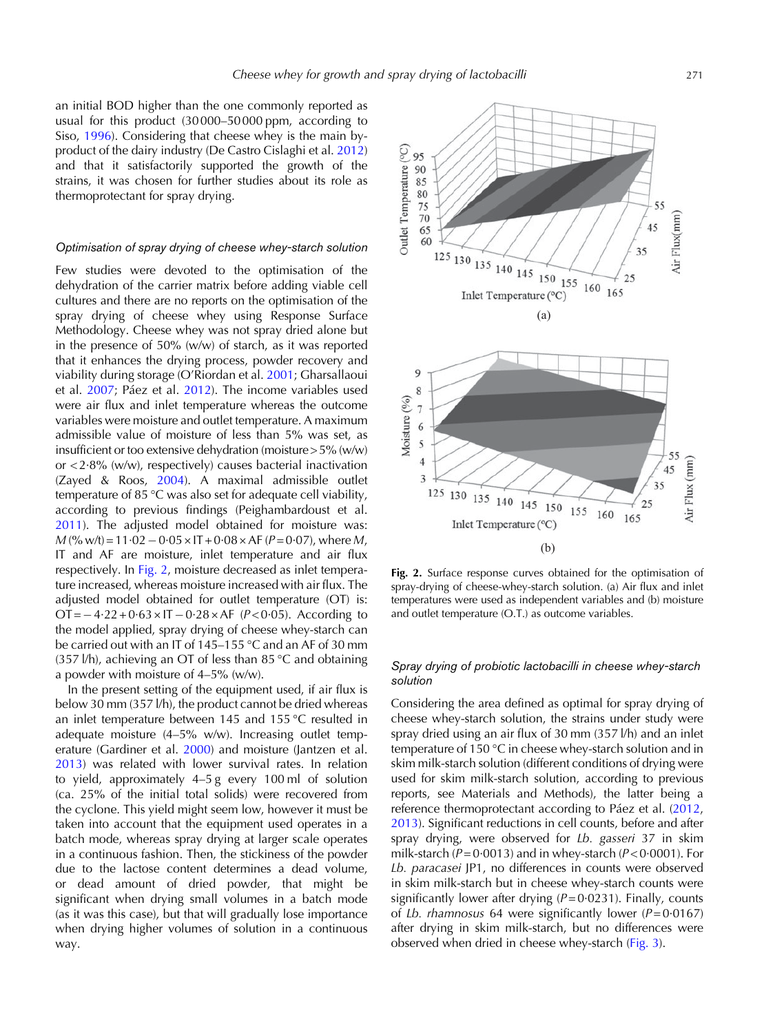an initial BOD higher than the one commonly reported as usual for this product (30 000–50 000 ppm, according to Siso, 1996). Considering that cheese whey is the main by-product of the dairy industry (De Castro Cislaghi et al. 2012) and that it satisfactorily supported the growth of the strains, it was chosen for further studies about its role as thermoprotectant for spray drying.

### *Optimisation of spray drying of cheese whey-starch solution*

Few studies were devoted to the optimisation of the dehydration of the carrier matrix before adding viable cell cultures and there are no reports on the optimisation of the spray drying of cheese whey using Response Surface Methodology. Cheese whey was not spray dried alone but in the presence of 50% (w/w) of starch, as it was reported that it enhances the drying process, powder recovery and viability during storage (O'Riordan et al. 2001; Gharsallaoui et al. 2007; Páez et al. 2012). The income variables used were air flux and inlet temperature whereas the outcome variables were moisture and outlet temperature. A maximum admissible value of moisture of less than 5% was set, as insufficient or too extensive dehydration (moisture > 5% (w/w) or < 2·8% (w/w), respectively) causes bacterial inactivation (Zayed & Roos, 2004). A maximal admissible outlet temperature of 85 °C was also set for adequate cell viability, according to previous findings (Peighambardoust et al. 2011). The adjusted model obtained for moisture was: $M\,(\%\,w/t) = 11{\cdot}02 - 0{\cdot}05 \times IT + 0{\cdot}08 \times AF$ ($P = 0{\cdot}07$), where $M$, IT and AF are moisture, inlet temperature and air flux respectively. In Fig. 2, moisture decreased as inlet temperature increased, whereas moisture increased with air flux. The adjusted model obtained for outlet temperature (OT) is: $OT = -4{\cdot}22 + 0{\cdot}63 \times IT - 0{\cdot}28 \times AF$ ($P < 0{\cdot}05$). According to the model applied, spray drying of cheese whey-starch can be carried out with an IT of 145–155 °C and an AF of 30 mm (357 l/h), achieving an OT of less than 85 °C and obtaining a powder with moisture of 4–5% (w/w).

In the present setting of the equipment used, if air flux is below 30 mm (357 l/h), the product cannot be dried whereas an inlet temperature between 145 and 155 °C resulted in adequate moisture (4–5% w/w). Increasing outlet temperature (Gardiner et al. 2000) and moisture (Jantzen et al. 2013) was related with lower survival rates. In relation to yield, approximately 4–5 g every 100 ml of solution (ca. 25% of the initial total solids) were recovered from the cyclone. This yield might seem low, however it must be taken into account that the equipment used operates in a batch mode, whereas spray drying at larger scale operates in a continuous fashion. Then, the stickiness of the powder due to the lactose content determines a dead volume, or dead amount of dried powder, that might be significant when drying small volumes in a batch mode (as it was this case), but that will gradually lose importance when drying higher volumes of solution in a continuous way.

**Fig. 2.** Surface response curves obtained for the optimisation of spray-drying of cheese-whey-starch solution. (a) Air flux and inlet temperatures were used as independent variables and (b) moisture and outlet temperature (O.T.) as outcome variables.

### *Spray drying of probiotic lactobacilli in cheese whey-starch solution*

Considering the area defined as optimal for spray drying of cheese whey-starch solution, the strains under study were spray dried using an air flux of 30 mm (357 l/h) and an inlet temperature of 150 °C in cheese whey-starch solution and in skim milk-starch solution (different conditions of drying were used for skim milk-starch solution, according to previous reports, see Materials and Methods), the latter being a reference thermoprotectant according to Páez et al. (2012, 2013). Significant reductions in cell counts, before and after spray drying, were observed for *Lb. gasseri* 37 in skim milk-starch ($P = 0{\cdot}0013$) and in whey-starch ($P < 0{\cdot}0001$). For *Lb. paracasei* JP1, no differences in counts were observed in skim milk-starch but in cheese whey-starch counts were significantly lower after drying ($P = 0{\cdot}0231$). Finally, counts of *Lb. rhamnosus* 64 were significantly lower ($P = 0{\cdot}0167$) after drying in skim milk-starch, but no differences were observed when dried in cheese whey-starch (Fig. 3).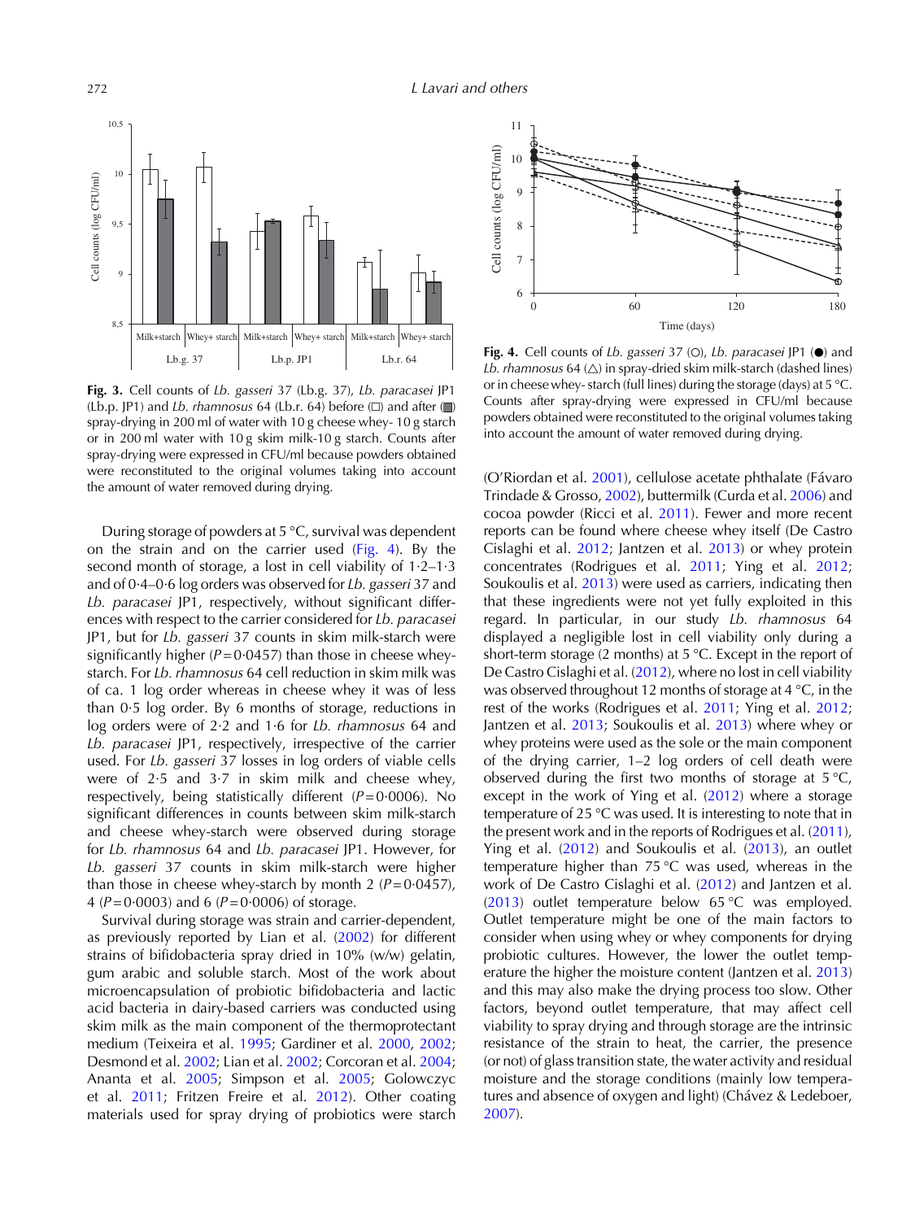**Fig. 3.** Cell counts of *Lb. gasseri* 37 (Lb.g. 37), *Lb. paracasei* JP1 (Lb.p. JP1) and *Lb. rhamnosus* 64 (Lb.r. 64) before (□) and after (■) spray-drying in 200 ml of water with 10 g cheese whey- 10 g starch or in 200 ml water with 10 g skim milk-10 g starch. Counts after spray-drying were expressed in CFU/ml because powders obtained were reconstituted to the original volumes taking into account the amount of water removed during drying.

**Fig. 4.** Cell counts of *Lb. gasseri* 37 (○), *Lb. paracasei* JP1 (●) and *Lb. rhamnosus* 64 (△) in spray-dried skim milk-starch (dashed lines) or in cheese whey- starch (full lines) during the storage (days) at 5 °C. Counts after spray-drying were expressed in CFU/ml because powders obtained were reconstituted to the original volumes taking into account the amount of water removed during drying.

During storage of powders at 5 °C, survival was dependent on the strain and on the carrier used (Fig. 4). By the second month of storage, a lost in cell viability of 1·2–1·3 and of 0·4–0·6 log orders was observed for *Lb. gasseri* 37 and *Lb. paracasei* JP1, respectively, without significant differences with respect to the carrier considered for *Lb. paracasei* JP1, but for *Lb. gasseri* 37 counts in skim milk-starch were significantly higher ($P=0{\cdot}0457$) than those in cheese whey-starch. For *Lb. rhamnosus* 64 cell reduction in skim milk was of ca. 1 log order whereas in cheese whey it was of less than 0·5 log order. By 6 months of storage, reductions in log orders were of 2·2 and 1·6 for *Lb. rhamnosus* 64 and *Lb. paracasei* JP1, respectively, irrespective of the carrier used. For *Lb. gasseri* 37 losses in log orders of viable cells were of 2·5 and 3·7 in skim milk and cheese whey, respectively, being statistically different ($P=0{\cdot}0006$). No significant differences in counts between skim milk-starch and cheese whey-starch were observed during storage for *Lb. rhamnosus* 64 and *Lb. paracasei* JP1. However, for *Lb. gasseri* 37 counts in skim milk-starch were higher than those in cheese whey-starch by month 2 ($P=0{\cdot}0457$), 4 ($P=0{\cdot}0003$) and 6 ($P=0{\cdot}0006$) of storage.

Survival during storage was strain and carrier-dependent, as previously reported by Lian et al. (2002) for different strains of bifidobacteria spray dried in 10% (w/w) gelatin, gum arabic and soluble starch. Most of the work about microencapsulation of probiotic bifidobacteria and lactic acid bacteria in dairy-based carriers was conducted using skim milk as the main component of the thermoprotectant medium (Teixeira et al. 1995; Gardiner et al. 2000, 2002; Desmond et al. 2002; Lian et al. 2002; Corcoran et al. 2004; Ananta et al. 2005; Simpson et al. 2005; Golowczyc et al. 2011; Fritzen Freire et al. 2012). Other coating materials used for spray drying of probiotics were starch (O'Riordan et al. 2001), cellulose acetate phthalate (Fávaro Trindade & Grosso, 2002), buttermilk (Curda et al. 2006) and cocoa powder (Ricci et al. 2011). Fewer and more recent reports can be found where cheese whey itself (De Castro Cislaghi et al. 2012; Jantzen et al. 2013) or whey protein concentrates (Rodrigues et al. 2011; Ying et al. 2012; Soukoulis et al. 2013) were used as carriers, indicating then that these ingredients were not yet fully exploited in this regard. In particular, in our study *Lb. rhamnosus* 64 displayed a negligible lost in cell viability only during a short-term storage (2 months) at 5 °C. Except in the report of De Castro Cislaghi et al. (2012), where no lost in cell viability was observed throughout 12 months of storage at 4 °C, in the rest of the works (Rodrigues et al. 2011; Ying et al. 2012; Jantzen et al. 2013; Soukoulis et al. 2013) where whey or whey proteins were used as the sole or the main component of the drying carrier, 1–2 log orders of cell death were observed during the first two months of storage at 5 °C, except in the work of Ying et al. (2012) where a storage temperature of 25 °C was used. It is interesting to note that in the present work and in the reports of Rodrigues et al. (2011), Ying et al. (2012) and Soukoulis et al. (2013), an outlet temperature higher than 75 °C was used, whereas in the work of De Castro Cislaghi et al. (2012) and Jantzen et al. (2013) outlet temperature below 65 °C was employed. Outlet temperature might be one of the main factors to consider when using whey or whey components for drying probiotic cultures. However, the lower the outlet temperature the higher the moisture content (Jantzen et al. 2013) and this may also make the drying process too slow. Other factors, beyond outlet temperature, that may affect cell viability to spray drying and through storage are the intrinsic resistance of the strain to heat, the carrier, the presence (or not) of glass transition state, the water activity and residual moisture and the storage conditions (mainly low temperatures and absence of oxygen and light) (Chávez & Ledeboer, 2007).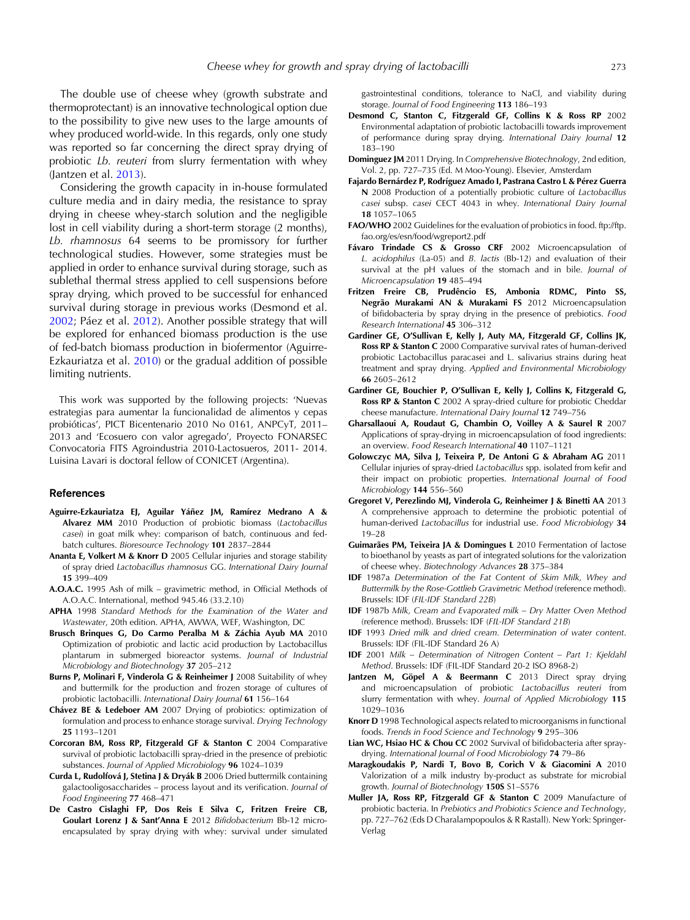The double use of cheese whey (growth substrate and thermoprotectant) is an innovative technological option due to the possibility to give new uses to the large amounts of whey produced world-wide. In this regards, only one study was reported so far concerning the direct spray drying of probiotic *Lb. reuteri* from slurry fermentation with whey (Jantzen et al. 2013).

Considering the growth capacity in in-house formulated culture media and in dairy media, the resistance to spray drying in cheese whey-starch solution and the negligible lost in cell viability during a short-term storage (2 months), *Lb. rhamnosus* 64 seems to be promissory for further technological studies. However, some strategies must be applied in order to enhance survival during storage, such as sublethal thermal stress applied to cell suspensions before spray drying, which proved to be successful for enhanced survival during storage in previous works (Desmond et al. 2002; Páez et al. 2012). Another possible strategy that will be explored for enhanced biomass production is the use of fed-batch biomass production in biofermentor (Aguirre-Ezkauriatza et al. 2010) or the gradual addition of possible limiting nutrients.

This work was supported by the following projects: 'Nuevas estrategias para aumentar la funcionalidad de alimentos y cepas probióticas', PICT Bicentenario 2010 No 0161, ANPCyT, 2011–2013 and 'Ecosuero con valor agregado', Proyecto FONARSEC Convocatoria FITS Agroindustria 2010-Lactosueros, 2011- 2014. Luisina Lavari is doctoral fellow of CONICET (Argentina).

## References

**Aguirre-Ezkauriatza EJ, Aguilar Yáñez JM, Ramírez Medrano A & Alvarez MM** 2010 Production of probiotic biomass (*Lactobacillus casei*) in goat milk whey: comparison of batch, continuous and fed-batch cultures. *Bioresource Technology* **101** 2837–2844

**Ananta E, Volkert M & Knorr D** 2005 Cellular injuries and storage stability of spray dried *Lactobacillus rhamnosus* GG. *International Dairy Journal* **15** 399–409

**A.O.A.C.** 1995 Ash of milk – gravimetric method, in Official Methods of A.O.A.C. International, method 945.46 (33.2.10)

**APHA** 1998 *Standard Methods for the Examination of the Water and Wastewater*, 20th edition. APHA, AWWA, WEF, Washington, DC

**Brusch Brinques G, Do Carmo Peralba M & Záchia Ayub MA** 2010 Optimization of probiotic and lactic acid production by Lactobacillus plantarum in submerged bioreactor systems. *Journal of Industrial Microbiology and Biotechnology* **37** 205–212

**Burns P, Molinari F, Vinderola G & Reinheimer J** 2008 Suitability of whey and buttermilk for the production and frozen storage of cultures of probiotic lactobacilli. *International Dairy Journal* **61** 156–164

**Chávez BE & Ledeboer AM** 2007 Drying of probiotics: optimization of formulation and process to enhance storage survival. *Drying Technology* **25** 1193–1201

**Corcoran BM, Ross RP, Fitzgerald GF & Stanton C** 2004 Comparative survival of probiotic lactobacilli spray-dried in the presence of prebiotic substances. *Journal of Applied Microbiology* **96** 1024–1039

**Curda L, Rudolfová J, Stetina J & Dryák B** 2006 Dried buttermilk containing galactooligosaccharides – process layout and its verification. *Journal of Food Engineering* **77** 468–471

**De Castro Cislaghi FP, Dos Reis E Silva C, Fritzen Freire CB, Goulart Lorenz J & Sant'Anna E** 2012 *Bifidobacterium* Bb-12 microencapsulated by spray drying with whey: survival under simulated gastrointestinal conditions, tolerance to NaCl, and viability during storage. *Journal of Food Engineering* **113** 186–193

**Desmond C, Stanton C, Fitzgerald GF, Collins K & Ross RP** 2002 Environmental adaptation of probiotic lactobacilli towards improvement of performance during spray drying. *International Dairy Journal* **12** 183–190

**Dominguez JM** 2011 Drying. In *Comprehensive Biotechnology*, 2nd edition, Vol. 2, pp. 727–735 (Ed. M Moo-Young). Elsevier, Amsterdam

**Fajardo Bernárdez P, Rodríguez Amado I, Pastrana Castro L & Pérez Guerra N** 2008 Production of a potentially probiotic culture of *Lactobacillus casei* subsp. *casei* CECT 4043 in whey. *International Dairy Journal* **18** 1057–1065

**FAO/WHO** 2002 Guidelines for the evaluation of probiotics in food. ftp://ftp.fao.org/es/esn/food/wgreport2.pdf

**Fávaro Trindade CS & Grosso CRF** 2002 Microencapsulation of *L. acidophilus* (La-05) and *B. lactis* (Bb-12) and evaluation of their survival at the pH values of the stomach and in bile. *Journal of Microencapsulation* **19** 485–494

**Fritzen Freire CB, Prudêncio ES, Ambonia RDMC, Pinto SS, Negrão Murakami AN & Murakami FS** 2012 Microencapsulation of bifidobacteria by spray drying in the presence of prebiotics. *Food Research International* **45** 306–312

**Gardiner GE, O'Sullivan E, Kelly J, Auty MA, Fitzgerald GF, Collins JK, Ross RP & Stanton C** 2000 Comparative survival rates of human-derived probiotic Lactobacillus paracasei and L. salivarius strains during heat treatment and spray drying. *Applied and Environmental Microbiology* **66** 2605–2612

**Gardiner GE, Bouchier P, O'Sullivan E, Kelly J, Collins K, Fitzgerald G, Ross RP & Stanton C** 2002 A spray-dried culture for probiotic Cheddar cheese manufacture. *International Dairy Journal* **12** 749–756

**Gharsallaoui A, Roudaut G, Chambin O, Voilley A & Saurel R** 2007 Applications of spray-drying in microencapsulation of food ingredients: an overview. *Food Research International* **40** 1107–1121

**Golowczyc MA, Silva J, Teixeira P, De Antoni G & Abraham AG** 2011 Cellular injuries of spray-dried *Lactobacillus* spp. isolated from kefir and their impact on probiotic properties. *International Journal of Food Microbiology* **144** 556–560

**Gregoret V, Perezlindo MJ, Vinderola G, Reinheimer J & Binetti AA** 2013 A comprehensive approach to determine the probiotic potential of human-derived *Lactobacillus* for industrial use. *Food Microbiology* **34** 19–28

**Guimarães PM, Teixeira JA & Domingues L** 2010 Fermentation of lactose to bioethanol by yeasts as part of integrated solutions for the valorization of cheese whey. *Biotechnology Advances* **28** 375–384

**IDF** 1987a *Determination of the Fat Content of Skim Milk, Whey and Buttermilk by the Rose-Gottlieb Gravimetric Method* (reference method). Brussels: IDF (*FIL-IDF Standard 22B*)

**IDF** 1987b *Milk, Cream and Evaporated milk – Dry Matter Oven Method* (reference method). Brussels: IDF (*FIL-IDF Standard 21B*)

**IDF** 1993 *Dried milk and dried cream. Determination of water content*. Brussels: IDF (FIL-IDF Standard 26 A)

**IDF** 2001 *Milk – Determination of Nitrogen Content – Part 1: Kjeldahl Method*. Brussels: IDF (FIL-IDF Standard 20-2 ISO 8968-2)

**Jantzen M, Göpel A & Beermann C** 2013 Direct spray drying and microencapsulation of probiotic *Lactobacillus reuteri* from slurry fermentation with whey. *Journal of Applied Microbiology* **115** 1029–1036

**Knorr D** 1998 Technological aspects related to microorganisms in functional foods. *Trends in Food Science and Technology* **9** 295–306

**Lian WC, Hsiao HC & Chou CC** 2002 Survival of bifidobacteria after spray-drying. *International Journal of Food Microbiology* **74** 79–86

**Maragkoudakis P, Nardi T, Bovo B, Corich V & Giacomini A** 2010 Valorization of a milk industry by-product as substrate for microbial growth. *Journal of Biotechnology* **150S** S1–S576

**Muller JA, Ross RP, Fitzgerald GF & Stanton C** 2009 Manufacture of probiotic bacteria. In *Prebiotics and Probiotics Science and Technology*, pp. 727–762 (Eds D Charalampopoulos & R Rastall). New York: Springer-Verlag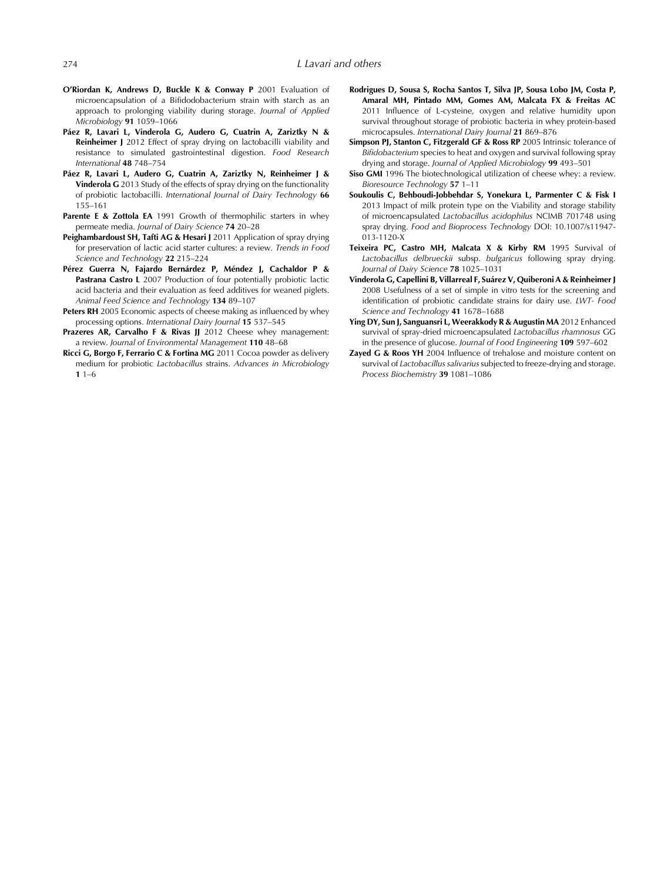**O'Riordan K, Andrews D, Buckle K & Conway P** 2001 Evaluation of microencapsulation of a Bifidobacterium strain with starch as an approach to prolonging viability during storage. *Journal of Applied Microbiology* **91** 1059–1066

**Páez R, Lavari L, Vinderola G, Audero G, Cuatrin A, Zaritzky N & Reinheimer J** 2012 Effect of spray drying on lactobacilli viability and resistance to simulated gastrointestinal digestion. *Food Research International* **48** 748–754

**Páez R, Lavari L, Audero G, Cuatrin A, Zaritzky N, Reinheimer J & Vinderola G** 2013 Study of the effects of spray drying on the functionality of probiotic lactobacilli. *International Journal of Dairy Technology* **66** 155–161

**Parente E & Zottola EA** 1991 Growth of thermophilic starters in whey permeate media. *Journal of Dairy Science* **74** 20–28

**Peighambardoust SH, Tafti AG & Hesari J** 2011 Application of spray drying for preservation of lactic acid starter cultures: a review. *Trends in Food Science and Technology* **22** 215–224

**Pérez Guerra N, Fajardo Bernárdez P, Méndez J, Cachaldor P & Pastrana Castro L** 2007 Production of four potentially probiotic lactic acid bacteria and their evaluation as feed additives for weaned piglets. *Animal Feed Science and Technology* **134** 89–107

**Peters RH** 2005 Economic aspects of cheese making as influenced by whey processing options. *International Dairy Journal* **15** 537–545

**Prazeres AR, Carvalho F & Rivas JJ** 2012 Cheese whey management: a review. *Journal of Environmental Management* **110** 48–68

**Ricci G, Borgo F, Ferrario C & Fortina MG** 2011 Cocoa powder as delivery medium for probiotic *Lactobacillus* strains. *Advances in Microbiology* **1** 1–6

**Rodrigues D, Sousa S, Rocha Santos T, Silva JP, Sousa Lobo JM, Costa P, Amaral MH, Pintado MM, Gomes AM, Malcata FX & Freitas AC** 2011 Influence of L-cysteine, oxygen and relative humidity upon survival throughout storage of probiotic bacteria in whey protein-based microcapsules. *International Dairy Journal* **21** 869–876

**Simpson PJ, Stanton C, Fitzgerald GF & Ross RP** 2005 Intrinsic tolerance of *Bifidobacterium* species to heat and oxygen and survival following spray drying and storage. *Journal of Applied Microbiology* **99** 493–501

**Siso GMI** 1996 The biotechnological utilization of cheese whey: a review. *Bioresource Technology* **57** 1–11

**Soukoulis C, Behboudi-Jobbehdar S, Yonekura L, Parmenter C & Fisk I** 2013 Impact of milk protein type on the Viability and storage stability of microencapsulated *Lactobacillus acidophilus* NCIMB 701748 using spray drying. *Food and Bioprocess Technology* DOI: 10.1007/s11947-013-1120-X

**Teixeira PC, Castro MH, Malcata X & Kirby RM** 1995 Survival of *Lactobacillus delbrueckii* subsp. *bulgaricus* following spray drying. *Journal of Dairy Science* **78** 1025–1031

**Vinderola G, Capellini B, Villarreal F, Suárez V, Quiberoni A & Reinheimer J** 2008 Usefulness of a set of simple in vitro tests for the screening and identification of probiotic candidate strains for dairy use. *LWT- Food Science and Technology* **41** 1678–1688

**Ying DY, Sun J, Sanguansri L, Weerakkody R & Augustin MA** 2012 Enhanced survival of spray-dried microencapsulated *Lactobacillus rhamnosus* GG in the presence of glucose. *Journal of Food Engineering* **109** 597–602

**Zayed G & Roos YH** 2004 Influence of trehalose and moisture content on survival of *Lactobacillus salivarius* subjected to freeze-drying and storage. *Process Biochemistry* **39** 1081–1086